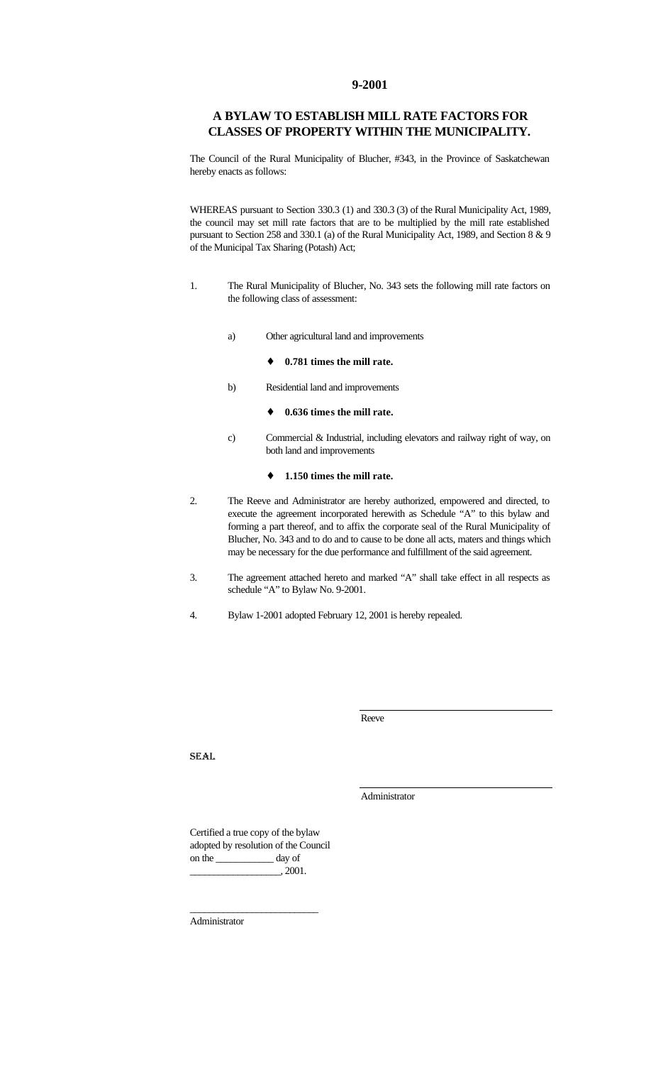# 9-2001

## A BYLAW TO ESTABLISH MILL RATE FACTORS FOR CLASSES OF PROPERTY WITHIN THE MUNICIPALITY.

The Council of the Rural Municipality of Blucher, #343, in the Province of Saskatchewan hereby enacts as follows:

WHEREAS pursuant to Section 330.3 (1) and 330.3 (3) of the Rural Municipality Act, 1989, the council may set mill rate factors that are to be multiplied by the mill rate established pursuant to Section 258 and 330.1 (a) of the Rural Municipality Act, 1989, and Section 8 & 9 of the Municipal Tax Sharing (Potash) Act;

1. The Rural Municipality of Blucher, No. 343 sets the following mill rate factors on the following class of assessment:

   a) Other agricultural land and improvements

      - **0.781 times the mill rate.**

   b) Residential land and improvements

      - **0.636 times the mill rate.**

   c) Commercial & Industrial, including elevators and railway right of way, on both land and improvements

      - **1.150 times the mill rate.**

2. The Reeve and Administrator are hereby authorized, empowered and directed, to execute the agreement incorporated herewith as Schedule "A" to this bylaw and forming a part thereof, and to affix the corporate seal of the Rural Municipality of Blucher, No. 343 and to do and to cause to be done all acts, maters and things which may be necessary for the due performance and fulfillment of the said agreement.

3. The agreement attached hereto and marked "A" shall take effect in all respects as schedule "A" to Bylaw No. 9-2001.

4. Bylaw 1-2001 adopted February 12, 2001 is hereby repealed.

______________________________
Reeve

SEAL

______________________________
Administrator

Certified a true copy of the bylaw adopted by resolution of the Council on the ___________ day of __________________, 2001.

__________________________
Administrator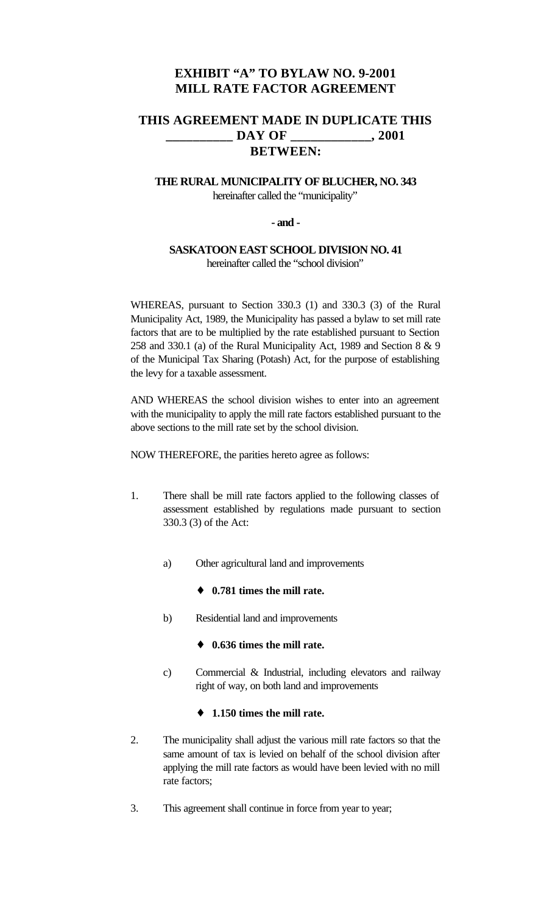# EXHIBIT "A" TO BYLAW NO. 9-2001
# MILL RATE FACTOR AGREEMENT

## THIS AGREEMENT MADE IN DUPLICATE THIS __________ DAY OF ____________, 2001 BETWEEN:

**THE RURAL MUNICIPALITY OF BLUCHER, NO. 343**
hereinafter called the "municipality"

**- and -**

**SASKATOON EAST SCHOOL DIVISION NO. 41**
hereinafter called the "school division"

WHEREAS, pursuant to Section 330.3 (1) and 330.3 (3) of the Rural Municipality Act, 1989, the Municipality has passed a bylaw to set mill rate factors that are to be multiplied by the rate established pursuant to Section 258 and 330.1 (a) of the Rural Municipality Act, 1989 and Section 8 & 9 of the Municipal Tax Sharing (Potash) Act, for the purpose of establishing the levy for a taxable assessment.

AND WHEREAS the school division wishes to enter into an agreement with the municipality to apply the mill rate factors established pursuant to the above sections to the mill rate set by the school division.

NOW THEREFORE, the parities hereto agree as follows:

1. There shall be mill rate factors applied to the following classes of assessment established by regulations made pursuant to section 330.3 (3) of the Act:

   a) Other agricultural land and improvements

      - **0.781 times the mill rate.**

   b) Residential land and improvements

      - **0.636 times the mill rate.**

   c) Commercial & Industrial, including elevators and railway right of way, on both land and improvements

      - **1.150 times the mill rate.**

2. The municipality shall adjust the various mill rate factors so that the same amount of tax is levied on behalf of the school division after applying the mill rate factors as would have been levied with no mill rate factors;

3. This agreement shall continue in force from year to year;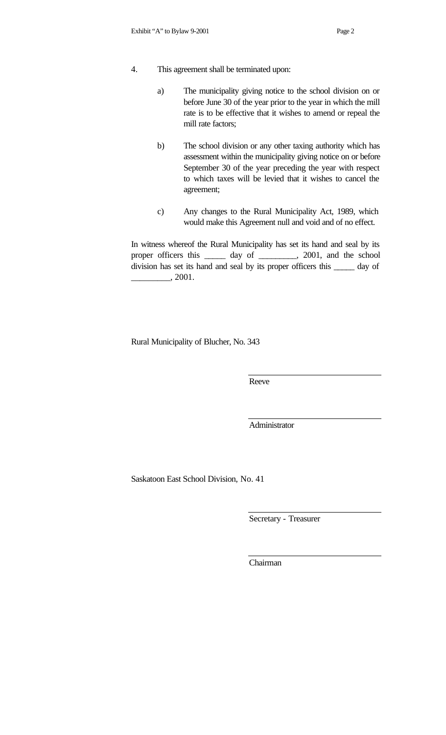4. This agreement shall be terminated upon:

   a) The municipality giving notice to the school division on or before June 30 of the year prior to the year in which the mill rate is to be effective that it wishes to amend or repeal the mill rate factors;

   b) The school division or any other taxing authority which has assessment within the municipality giving notice on or before September 30 of the year preceding the year with respect to which taxes will be levied that it wishes to cancel the agreement;

   c) Any changes to the Rural Municipality Act, 1989, which would make this Agreement null and void and of no effect.

In witness whereof the Rural Municipality has set its hand and seal by its proper officers this _____ day of _________, 2001, and the school division has set its hand and seal by its proper officers this _____ day of _________, 2001.

Rural Municipality of Blucher, No. 343

______________________________
Reeve

______________________________
Administrator

Saskatoon East School Division, No. 41

______________________________
Secretary - Treasurer

______________________________
Chairman